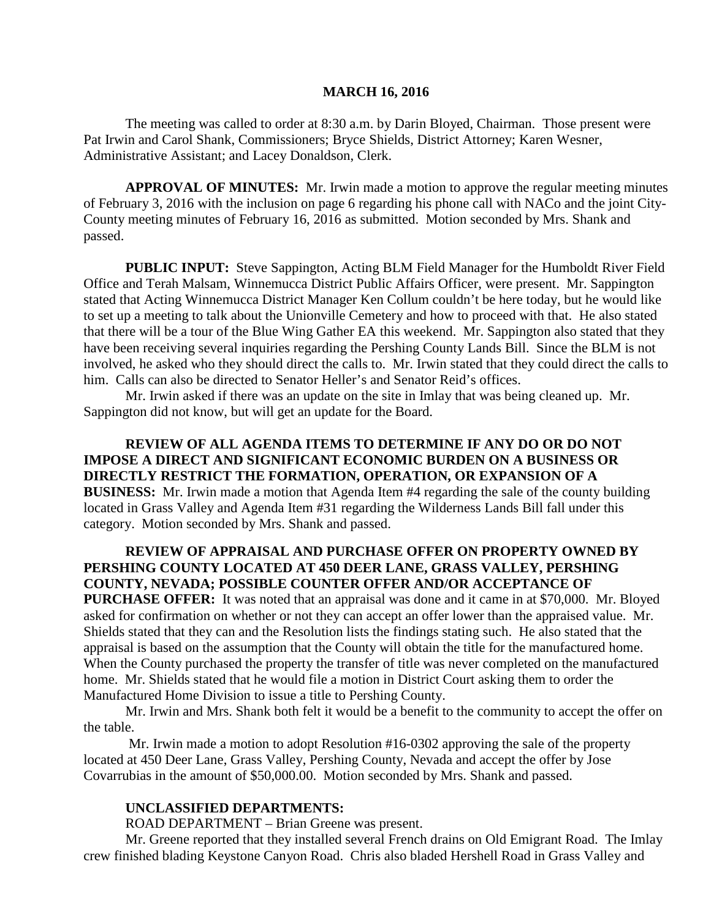**MARCH 16, 2016**

The meeting was called to order at 8:30 a.m. by Darin Bloyed, Chairman. Those present were Pat Irwin and Carol Shank, Commissioners; Bryce Shields, District Attorney; Karen Wesner, Administrative Assistant; and Lacey Donaldson, Clerk.

**APPROVAL OF MINUTES:** Mr. Irwin made a motion to approve the regular meeting minutes of February 3, 2016 with the inclusion on page 6 regarding his phone call with NACo and the joint City-County meeting minutes of February 16, 2016 as submitted. Motion seconded by Mrs. Shank and passed.

**PUBLIC INPUT:** Steve Sappington, Acting BLM Field Manager for the Humboldt River Field Office and Terah Malsam, Winnemucca District Public Affairs Officer, were present. Mr. Sappington stated that Acting Winnemucca District Manager Ken Collum couldn't be here today, but he would like to set up a meeting to talk about the Unionville Cemetery and how to proceed with that. He also stated that there will be a tour of the Blue Wing Gather EA this weekend. Mr. Sappington also stated that they have been receiving several inquiries regarding the Pershing County Lands Bill. Since the BLM is not involved, he asked who they should direct the calls to. Mr. Irwin stated that they could direct the calls to him. Calls can also be directed to Senator Heller's and Senator Reid's offices.

Mr. Irwin asked if there was an update on the site in Imlay that was being cleaned up. Mr. Sappington did not know, but will get an update for the Board.

**REVIEW OF ALL AGENDA ITEMS TO DETERMINE IF ANY DO OR DO NOT IMPOSE A DIRECT AND SIGNIFICANT ECONOMIC BURDEN ON A BUSINESS OR DIRECTLY RESTRICT THE FORMATION, OPERATION, OR EXPANSION OF A BUSINESS:** Mr. Irwin made a motion that Agenda Item #4 regarding the sale of the county building located in Grass Valley and Agenda Item #31 regarding the Wilderness Lands Bill fall under this category. Motion seconded by Mrs. Shank and passed.

**REVIEW OF APPRAISAL AND PURCHASE OFFER ON PROPERTY OWNED BY PERSHING COUNTY LOCATED AT 450 DEER LANE, GRASS VALLEY, PERSHING COUNTY, NEVADA; POSSIBLE COUNTER OFFER AND/OR ACCEPTANCE OF PURCHASE OFFER:** It was noted that an appraisal was done and it came in at $70,000. Mr. Bloyed asked for confirmation on whether or not they can accept an offer lower than the appraised value. Mr. Shields stated that they can and the Resolution lists the findings stating such. He also stated that the appraisal is based on the assumption that the County will obtain the title for the manufactured home. When the County purchased the property the transfer of title was never completed on the manufactured home. Mr. Shields stated that he would file a motion in District Court asking them to order the Manufactured Home Division to issue a title to Pershing County.

Mr. Irwin and Mrs. Shank both felt it would be a benefit to the community to accept the offer on the table.

Mr. Irwin made a motion to adopt Resolution #16-0302 approving the sale of the property located at 450 Deer Lane, Grass Valley, Pershing County, Nevada and accept the offer by Jose Covarrubias in the amount of $50,000.00. Motion seconded by Mrs. Shank and passed.

**UNCLASSIFIED DEPARTMENTS:**

ROAD DEPARTMENT – Brian Greene was present.

Mr. Greene reported that they installed several French drains on Old Emigrant Road. The Imlay crew finished blading Keystone Canyon Road. Chris also bladed Hershell Road in Grass Valley and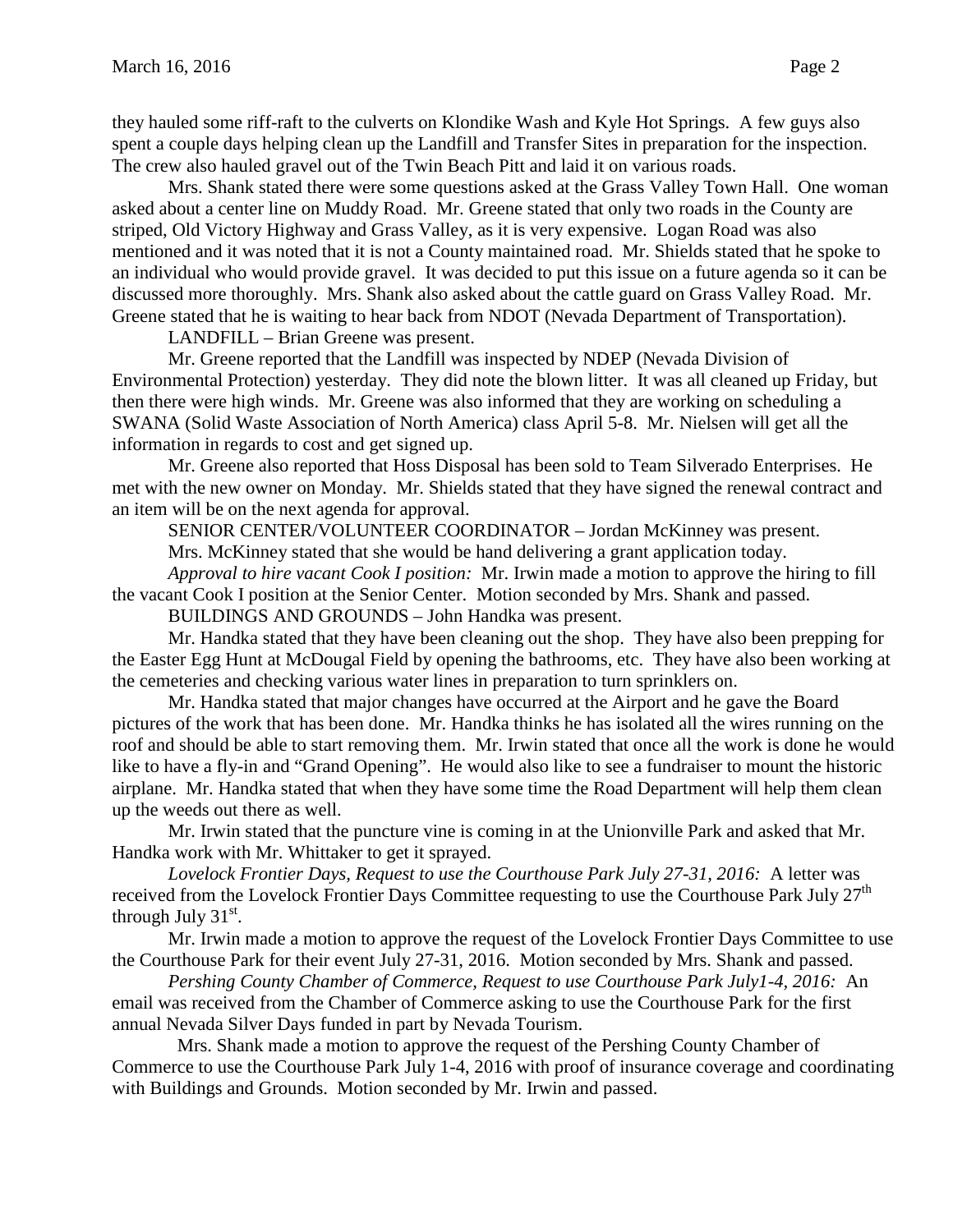they hauled some riff-raft to the culverts on Klondike Wash and Kyle Hot Springs. A few guys also spent a couple days helping clean up the Landfill and Transfer Sites in preparation for the inspection. The crew also hauled gravel out of the Twin Beach Pitt and laid it on various roads.

Mrs. Shank stated there were some questions asked at the Grass Valley Town Hall. One woman asked about a center line on Muddy Road. Mr. Greene stated that only two roads in the County are striped, Old Victory Highway and Grass Valley, as it is very expensive. Logan Road was also mentioned and it was noted that it is not a County maintained road. Mr. Shields stated that he spoke to an individual who would provide gravel. It was decided to put this issue on a future agenda so it can be discussed more thoroughly. Mrs. Shank also asked about the cattle guard on Grass Valley Road. Mr. Greene stated that he is waiting to hear back from NDOT (Nevada Department of Transportation).

LANDFILL – Brian Greene was present.

Mr. Greene reported that the Landfill was inspected by NDEP (Nevada Division of Environmental Protection) yesterday. They did note the blown litter. It was all cleaned up Friday, but then there were high winds. Mr. Greene was also informed that they are working on scheduling a SWANA (Solid Waste Association of North America) class April 5-8. Mr. Nielsen will get all the information in regards to cost and get signed up.

Mr. Greene also reported that Hoss Disposal has been sold to Team Silverado Enterprises. He met with the new owner on Monday. Mr. Shields stated that they have signed the renewal contract and an item will be on the next agenda for approval.

SENIOR CENTER/VOLUNTEER COORDINATOR – Jordan McKinney was present.

Mrs. McKinney stated that she would be hand delivering a grant application today.

*Approval to hire vacant Cook I position:* Mr. Irwin made a motion to approve the hiring to fill the vacant Cook I position at the Senior Center. Motion seconded by Mrs. Shank and passed.

BUILDINGS AND GROUNDS – John Handka was present.

Mr. Handka stated that they have been cleaning out the shop. They have also been prepping for the Easter Egg Hunt at McDougal Field by opening the bathrooms, etc. They have also been working at the cemeteries and checking various water lines in preparation to turn sprinklers on.

Mr. Handka stated that major changes have occurred at the Airport and he gave the Board pictures of the work that has been done. Mr. Handka thinks he has isolated all the wires running on the roof and should be able to start removing them. Mr. Irwin stated that once all the work is done he would like to have a fly-in and "Grand Opening". He would also like to see a fundraiser to mount the historic airplane. Mr. Handka stated that when they have some time the Road Department will help them clean up the weeds out there as well.

Mr. Irwin stated that the puncture vine is coming in at the Unionville Park and asked that Mr. Handka work with Mr. Whittaker to get it sprayed.

*Lovelock Frontier Days, Request to use the Courthouse Park July 27-31, 2016:* A letter was received from the Lovelock Frontier Days Committee requesting to use the Courthouse Park July 27th through July 31st.

Mr. Irwin made a motion to approve the request of the Lovelock Frontier Days Committee to use the Courthouse Park for their event July 27-31, 2016. Motion seconded by Mrs. Shank and passed.

*Pershing County Chamber of Commerce, Request to use Courthouse Park July1-4, 2016:* An email was received from the Chamber of Commerce asking to use the Courthouse Park for the first annual Nevada Silver Days funded in part by Nevada Tourism.

Mrs. Shank made a motion to approve the request of the Pershing County Chamber of Commerce to use the Courthouse Park July 1-4, 2016 with proof of insurance coverage and coordinating with Buildings and Grounds. Motion seconded by Mr. Irwin and passed.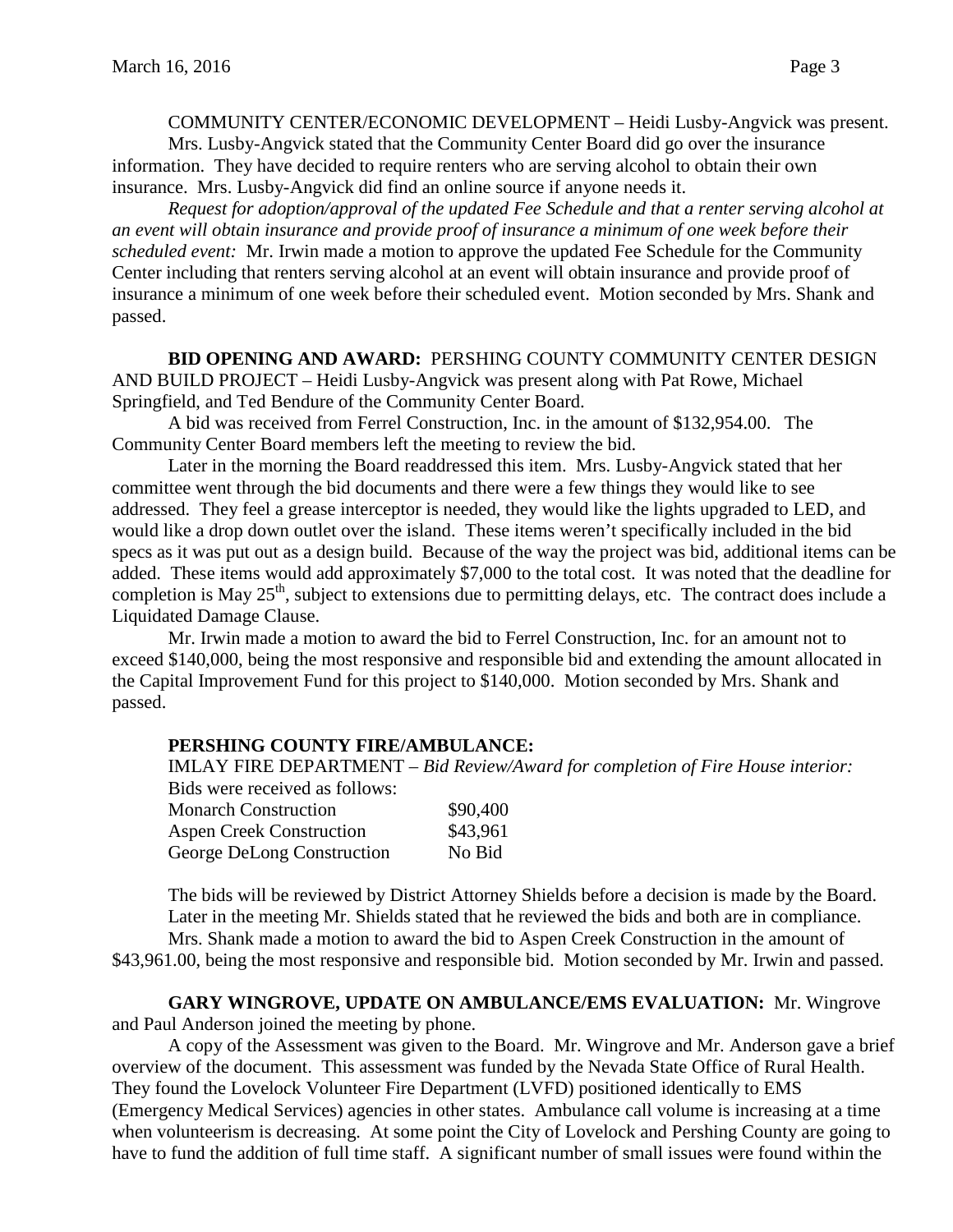COMMUNITY CENTER/ECONOMIC DEVELOPMENT – Heidi Lusby-Angvick was present.

Mrs. Lusby-Angvick stated that the Community Center Board did go over the insurance information. They have decided to require renters who are serving alcohol to obtain their own insurance. Mrs. Lusby-Angvick did find an online source if anyone needs it.

*Request for adoption/approval of the updated Fee Schedule and that a renter serving alcohol at an event will obtain insurance and provide proof of insurance a minimum of one week before their scheduled event:* Mr. Irwin made a motion to approve the updated Fee Schedule for the Community Center including that renters serving alcohol at an event will obtain insurance and provide proof of insurance a minimum of one week before their scheduled event. Motion seconded by Mrs. Shank and passed.

**BID OPENING AND AWARD:** PERSHING COUNTY COMMUNITY CENTER DESIGN AND BUILD PROJECT – Heidi Lusby-Angvick was present along with Pat Rowe, Michael Springfield, and Ted Bendure of the Community Center Board.

A bid was received from Ferrel Construction, Inc. in the amount of $132,954.00. The Community Center Board members left the meeting to review the bid.

Later in the morning the Board readdressed this item. Mrs. Lusby-Angvick stated that her committee went through the bid documents and there were a few things they would like to see addressed. They feel a grease interceptor is needed, they would like the lights upgraded to LED, and would like a drop down outlet over the island. These items weren't specifically included in the bid specs as it was put out as a design build. Because of the way the project was bid, additional items can be added. These items would add approximately $7,000 to the total cost. It was noted that the deadline for completion is May 25th, subject to extensions due to permitting delays, etc. The contract does include a Liquidated Damage Clause.

Mr. Irwin made a motion to award the bid to Ferrel Construction, Inc. for an amount not to exceed $140,000, being the most responsive and responsible bid and extending the amount allocated in the Capital Improvement Fund for this project to $140,000. Motion seconded by Mrs. Shank and passed.

**PERSHING COUNTY FIRE/AMBULANCE:**

IMLAY FIRE DEPARTMENT – *Bid Review/Award for completion of Fire House interior:*

Bids were received as follows:

| | |
|---|---|
| Monarch Construction | $90,400 |
| Aspen Creek Construction | $43,961 |
| George DeLong Construction | No Bid |

The bids will be reviewed by District Attorney Shields before a decision is made by the Board.

Later in the meeting Mr. Shields stated that he reviewed the bids and both are in compliance.

Mrs. Shank made a motion to award the bid to Aspen Creek Construction in the amount of $43,961.00, being the most responsive and responsible bid. Motion seconded by Mr. Irwin and passed.

**GARY WINGROVE, UPDATE ON AMBULANCE/EMS EVALUATION:** Mr. Wingrove and Paul Anderson joined the meeting by phone.

A copy of the Assessment was given to the Board. Mr. Wingrove and Mr. Anderson gave a brief overview of the document. This assessment was funded by the Nevada State Office of Rural Health. They found the Lovelock Volunteer Fire Department (LVFD) positioned identically to EMS (Emergency Medical Services) agencies in other states. Ambulance call volume is increasing at a time when volunteerism is decreasing. At some point the City of Lovelock and Pershing County are going to have to fund the addition of full time staff. A significant number of small issues were found within the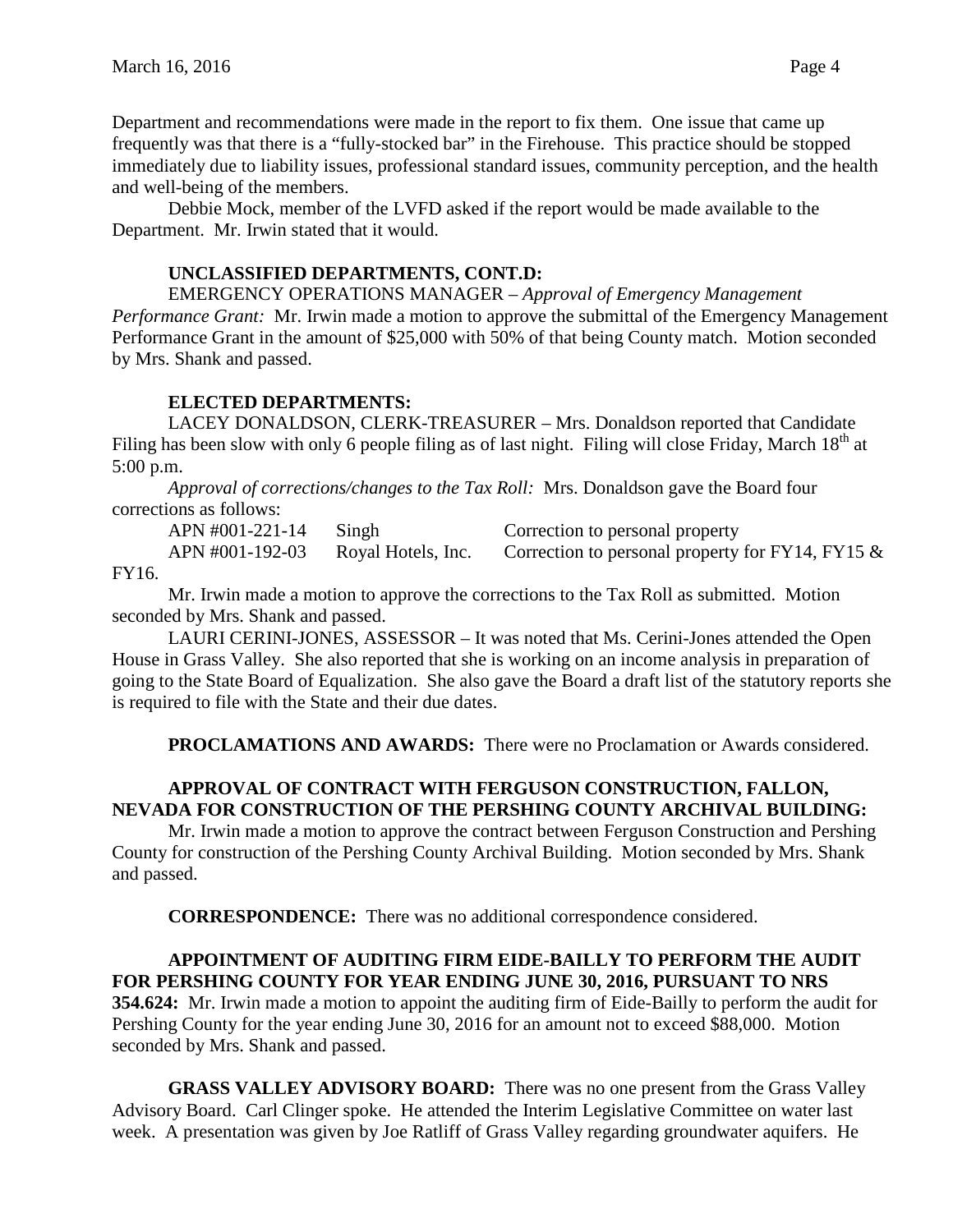Department and recommendations were made in the report to fix them. One issue that came up frequently was that there is a "fully-stocked bar" in the Firehouse. This practice should be stopped immediately due to liability issues, professional standard issues, community perception, and the health and well-being of the members.

Debbie Mock, member of the LVFD asked if the report would be made available to the Department. Mr. Irwin stated that it would.

**UNCLASSIFIED DEPARTMENTS, CONT.D:**

EMERGENCY OPERATIONS MANAGER – *Approval of Emergency Management Performance Grant:* Mr. Irwin made a motion to approve the submittal of the Emergency Management Performance Grant in the amount of $25,000 with 50% of that being County match. Motion seconded by Mrs. Shank and passed.

**ELECTED DEPARTMENTS:**

LACEY DONALDSON, CLERK-TREASURER – Mrs. Donaldson reported that Candidate Filing has been slow with only 6 people filing as of last night. Filing will close Friday, March 18th at 5:00 p.m.

*Approval of corrections/changes to the Tax Roll:* Mrs. Donaldson gave the Board four corrections as follows:

| | | |
|---|---|---|
| APN #001-221-14 | Singh | Correction to personal property |
| APN #001-192-03 | Royal Hotels, Inc. | Correction to personal property for FY14, FY15 & FY16. |

Mr. Irwin made a motion to approve the corrections to the Tax Roll as submitted. Motion seconded by Mrs. Shank and passed.

LAURI CERINI-JONES, ASSESSOR – It was noted that Ms. Cerini-Jones attended the Open House in Grass Valley. She also reported that she is working on an income analysis in preparation of going to the State Board of Equalization. She also gave the Board a draft list of the statutory reports she is required to file with the State and their due dates.

**PROCLAMATIONS AND AWARDS:** There were no Proclamation or Awards considered.

**APPROVAL OF CONTRACT WITH FERGUSON CONSTRUCTION, FALLON, NEVADA FOR CONSTRUCTION OF THE PERSHING COUNTY ARCHIVAL BUILDING:** Mr. Irwin made a motion to approve the contract between Ferguson Construction and Pershing County for construction of the Pershing County Archival Building. Motion seconded by Mrs. Shank and passed.

**CORRESPONDENCE:** There was no additional correspondence considered.

**APPOINTMENT OF AUDITING FIRM EIDE-BAILLY TO PERFORM THE AUDIT FOR PERSHING COUNTY FOR YEAR ENDING JUNE 30, 2016, PURSUANT TO NRS 354.624:** Mr. Irwin made a motion to appoint the auditing firm of Eide-Bailly to perform the audit for Pershing County for the year ending June 30, 2016 for an amount not to exceed $88,000. Motion seconded by Mrs. Shank and passed.

**GRASS VALLEY ADVISORY BOARD:** There was no one present from the Grass Valley Advisory Board. Carl Clinger spoke. He attended the Interim Legislative Committee on water last week. A presentation was given by Joe Ratliff of Grass Valley regarding groundwater aquifers. He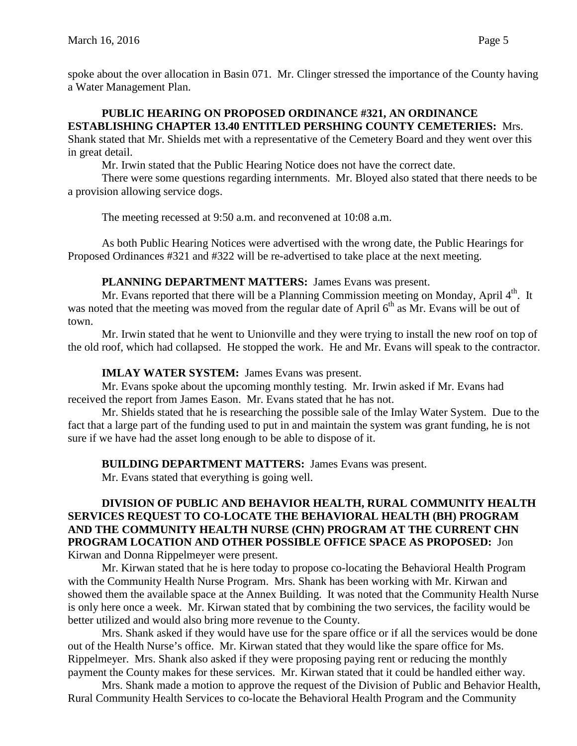spoke about the over allocation in Basin 071. Mr. Clinger stressed the importance of the County having a Water Management Plan.

**PUBLIC HEARING ON PROPOSED ORDINANCE #321, AN ORDINANCE ESTABLISHING CHAPTER 13.40 ENTITLED PERSHING COUNTY CEMETERIES:** Mrs. Shank stated that Mr. Shields met with a representative of the Cemetery Board and they went over this in great detail.

Mr. Irwin stated that the Public Hearing Notice does not have the correct date.

There were some questions regarding internments. Mr. Bloyed also stated that there needs to be a provision allowing service dogs.

The meeting recessed at 9:50 a.m. and reconvened at 10:08 a.m.

As both Public Hearing Notices were advertised with the wrong date, the Public Hearings for Proposed Ordinances #321 and #322 will be re-advertised to take place at the next meeting.

**PLANNING DEPARTMENT MATTERS:** James Evans was present.

Mr. Evans reported that there will be a Planning Commission meeting on Monday, April 4th. It was noted that the meeting was moved from the regular date of April 6th as Mr. Evans will be out of town.

Mr. Irwin stated that he went to Unionville and they were trying to install the new roof on top of the old roof, which had collapsed. He stopped the work. He and Mr. Evans will speak to the contractor.

**IMLAY WATER SYSTEM:** James Evans was present.

Mr. Evans spoke about the upcoming monthly testing. Mr. Irwin asked if Mr. Evans had received the report from James Eason. Mr. Evans stated that he has not.

Mr. Shields stated that he is researching the possible sale of the Imlay Water System. Due to the fact that a large part of the funding used to put in and maintain the system was grant funding, he is not sure if we have had the asset long enough to be able to dispose of it.

**BUILDING DEPARTMENT MATTERS:** James Evans was present.

Mr. Evans stated that everything is going well.

**DIVISION OF PUBLIC AND BEHAVIOR HEALTH, RURAL COMMUNITY HEALTH SERVICES REQUEST TO CO-LOCATE THE BEHAVIORAL HEALTH (BH) PROGRAM AND THE COMMUNITY HEALTH NURSE (CHN) PROGRAM AT THE CURRENT CHN PROGRAM LOCATION AND OTHER POSSIBLE OFFICE SPACE AS PROPOSED:** Jon Kirwan and Donna Rippelmeyer were present.

Mr. Kirwan stated that he is here today to propose co-locating the Behavioral Health Program with the Community Health Nurse Program. Mrs. Shank has been working with Mr. Kirwan and showed them the available space at the Annex Building. It was noted that the Community Health Nurse is only here once a week. Mr. Kirwan stated that by combining the two services, the facility would be better utilized and would also bring more revenue to the County.

Mrs. Shank asked if they would have use for the spare office or if all the services would be done out of the Health Nurse's office. Mr. Kirwan stated that they would like the spare office for Ms. Rippelmeyer. Mrs. Shank also asked if they were proposing paying rent or reducing the monthly payment the County makes for these services. Mr. Kirwan stated that it could be handled either way.

Mrs. Shank made a motion to approve the request of the Division of Public and Behavior Health, Rural Community Health Services to co-locate the Behavioral Health Program and the Community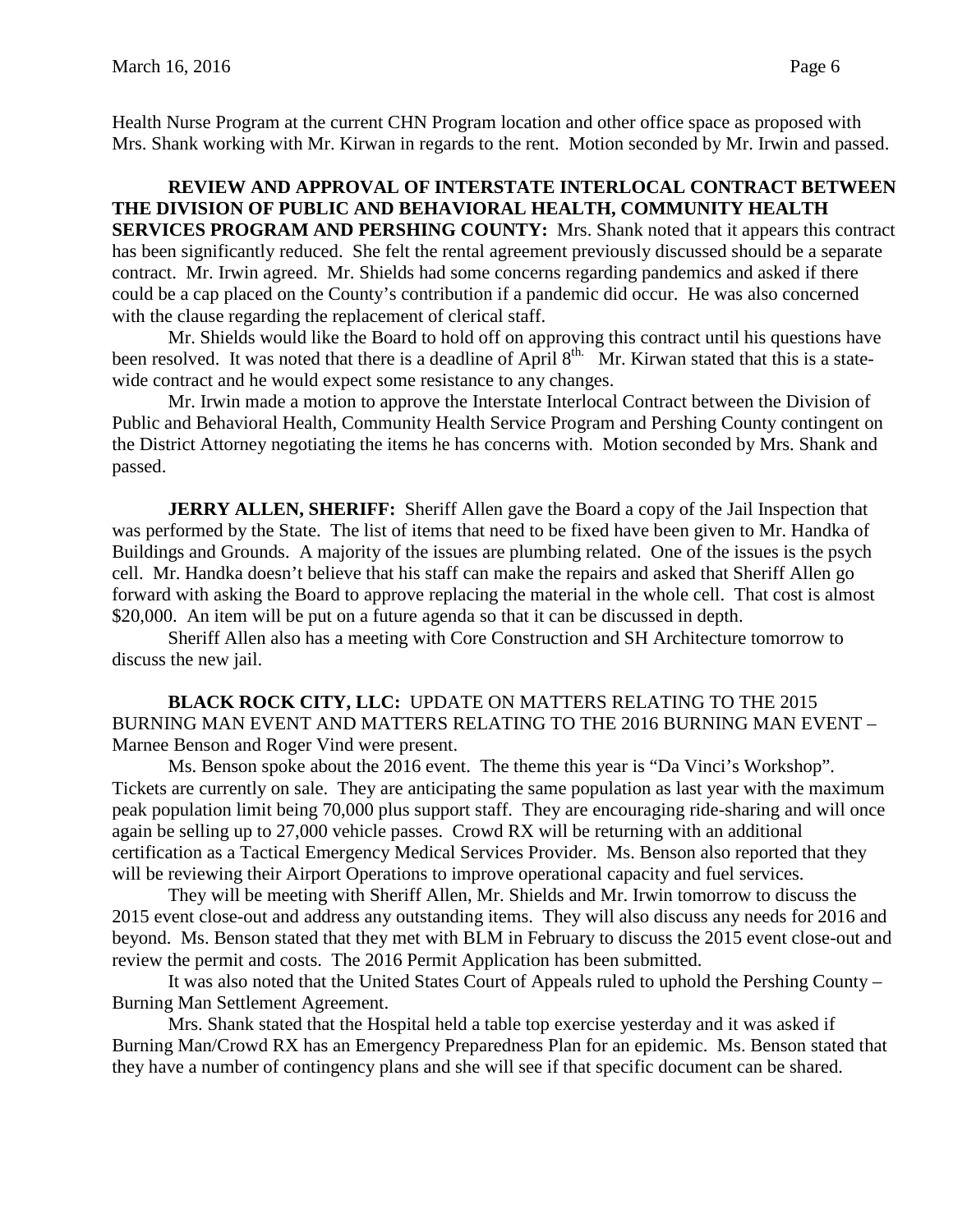Health Nurse Program at the current CHN Program location and other office space as proposed with Mrs. Shank working with Mr. Kirwan in regards to the rent. Motion seconded by Mr. Irwin and passed.

**REVIEW AND APPROVAL OF INTERSTATE INTERLOCAL CONTRACT BETWEEN THE DIVISION OF PUBLIC AND BEHAVIORAL HEALTH, COMMUNITY HEALTH SERVICES PROGRAM AND PERSHING COUNTY:** Mrs. Shank noted that it appears this contract has been significantly reduced. She felt the rental agreement previously discussed should be a separate contract. Mr. Irwin agreed. Mr. Shields had some concerns regarding pandemics and asked if there could be a cap placed on the County's contribution if a pandemic did occur. He was also concerned with the clause regarding the replacement of clerical staff.

Mr. Shields would like the Board to hold off on approving this contract until his questions have been resolved. It was noted that there is a deadline of April 8th. Mr. Kirwan stated that this is a state-wide contract and he would expect some resistance to any changes.

Mr. Irwin made a motion to approve the Interstate Interlocal Contract between the Division of Public and Behavioral Health, Community Health Service Program and Pershing County contingent on the District Attorney negotiating the items he has concerns with. Motion seconded by Mrs. Shank and passed.

**JERRY ALLEN, SHERIFF:** Sheriff Allen gave the Board a copy of the Jail Inspection that was performed by the State. The list of items that need to be fixed have been given to Mr. Handka of Buildings and Grounds. A majority of the issues are plumbing related. One of the issues is the psych cell. Mr. Handka doesn't believe that his staff can make the repairs and asked that Sheriff Allen go forward with asking the Board to approve replacing the material in the whole cell. That cost is almost \$20,000. An item will be put on a future agenda so that it can be discussed in depth.

Sheriff Allen also has a meeting with Core Construction and SH Architecture tomorrow to discuss the new jail.

**BLACK ROCK CITY, LLC:** UPDATE ON MATTERS RELATING TO THE 2015 BURNING MAN EVENT AND MATTERS RELATING TO THE 2016 BURNING MAN EVENT – Marnee Benson and Roger Vind were present.

Ms. Benson spoke about the 2016 event. The theme this year is "Da Vinci's Workshop". Tickets are currently on sale. They are anticipating the same population as last year with the maximum peak population limit being 70,000 plus support staff. They are encouraging ride-sharing and will once again be selling up to 27,000 vehicle passes. Crowd RX will be returning with an additional certification as a Tactical Emergency Medical Services Provider. Ms. Benson also reported that they will be reviewing their Airport Operations to improve operational capacity and fuel services.

They will be meeting with Sheriff Allen, Mr. Shields and Mr. Irwin tomorrow to discuss the 2015 event close-out and address any outstanding items. They will also discuss any needs for 2016 and beyond. Ms. Benson stated that they met with BLM in February to discuss the 2015 event close-out and review the permit and costs. The 2016 Permit Application has been submitted.

It was also noted that the United States Court of Appeals ruled to uphold the Pershing County – Burning Man Settlement Agreement.

Mrs. Shank stated that the Hospital held a table top exercise yesterday and it was asked if Burning Man/Crowd RX has an Emergency Preparedness Plan for an epidemic. Ms. Benson stated that they have a number of contingency plans and she will see if that specific document can be shared.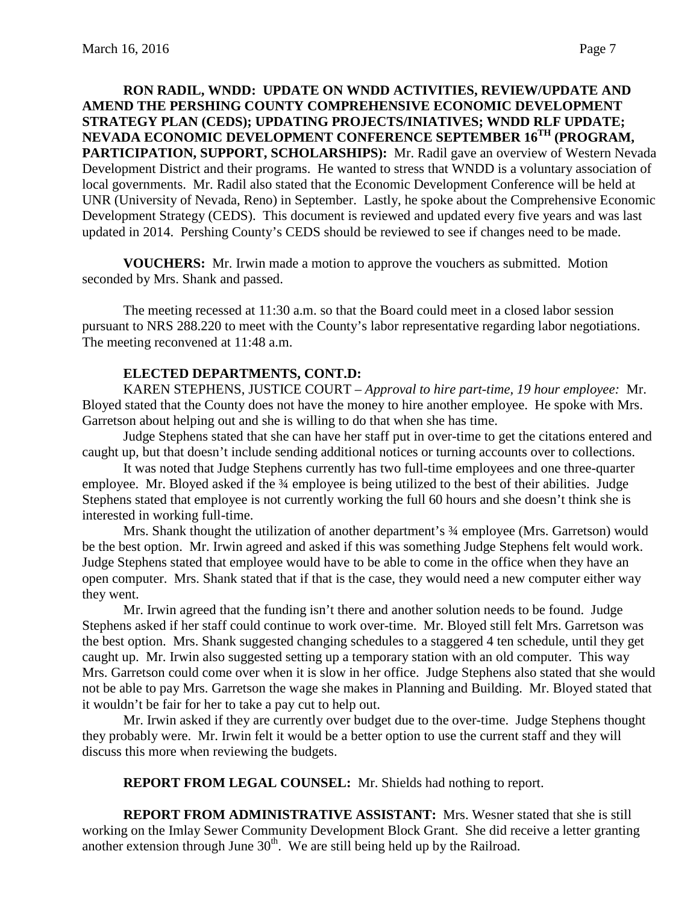**RON RADIL, WNDD: UPDATE ON WNDD ACTIVITIES, REVIEW/UPDATE AND AMEND THE PERSHING COUNTY COMPREHENSIVE ECONOMIC DEVELOPMENT STRATEGY PLAN (CEDS); UPDATING PROJECTS/INIATIVES; WNDD RLF UPDATE; NEVADA ECONOMIC DEVELOPMENT CONFERENCE SEPTEMBER 16TH (PROGRAM, PARTICIPATION, SUPPORT, SCHOLARSHIPS):** Mr. Radil gave an overview of Western Nevada Development District and their programs. He wanted to stress that WNDD is a voluntary association of local governments. Mr. Radil also stated that the Economic Development Conference will be held at UNR (University of Nevada, Reno) in September. Lastly, he spoke about the Comprehensive Economic Development Strategy (CEDS). This document is reviewed and updated every five years and was last updated in 2014. Pershing County's CEDS should be reviewed to see if changes need to be made.

**VOUCHERS:** Mr. Irwin made a motion to approve the vouchers as submitted. Motion seconded by Mrs. Shank and passed.

The meeting recessed at 11:30 a.m. so that the Board could meet in a closed labor session pursuant to NRS 288.220 to meet with the County's labor representative regarding labor negotiations. The meeting reconvened at 11:48 a.m.

**ELECTED DEPARTMENTS, CONT.D:**

KAREN STEPHENS, JUSTICE COURT – *Approval to hire part-time, 19 hour employee:* Mr. Bloyed stated that the County does not have the money to hire another employee. He spoke with Mrs. Garretson about helping out and she is willing to do that when she has time.

Judge Stephens stated that she can have her staff put in over-time to get the citations entered and caught up, but that doesn't include sending additional notices or turning accounts over to collections.

It was noted that Judge Stephens currently has two full-time employees and one three-quarter employee. Mr. Bloyed asked if the ¾ employee is being utilized to the best of their abilities. Judge Stephens stated that employee is not currently working the full 60 hours and she doesn't think she is interested in working full-time.

Mrs. Shank thought the utilization of another department's ¾ employee (Mrs. Garretson) would be the best option. Mr. Irwin agreed and asked if this was something Judge Stephens felt would work. Judge Stephens stated that employee would have to be able to come in the office when they have an open computer. Mrs. Shank stated that if that is the case, they would need a new computer either way they went.

Mr. Irwin agreed that the funding isn't there and another solution needs to be found. Judge Stephens asked if her staff could continue to work over-time. Mr. Bloyed still felt Mrs. Garretson was the best option. Mrs. Shank suggested changing schedules to a staggered 4 ten schedule, until they get caught up. Mr. Irwin also suggested setting up a temporary station with an old computer. This way Mrs. Garretson could come over when it is slow in her office. Judge Stephens also stated that she would not be able to pay Mrs. Garretson the wage she makes in Planning and Building. Mr. Bloyed stated that it wouldn't be fair for her to take a pay cut to help out.

Mr. Irwin asked if they are currently over budget due to the over-time. Judge Stephens thought they probably were. Mr. Irwin felt it would be a better option to use the current staff and they will discuss this more when reviewing the budgets.

**REPORT FROM LEGAL COUNSEL:** Mr. Shields had nothing to report.

**REPORT FROM ADMINISTRATIVE ASSISTANT:** Mrs. Wesner stated that she is still working on the Imlay Sewer Community Development Block Grant. She did receive a letter granting another extension through June 30th. We are still being held up by the Railroad.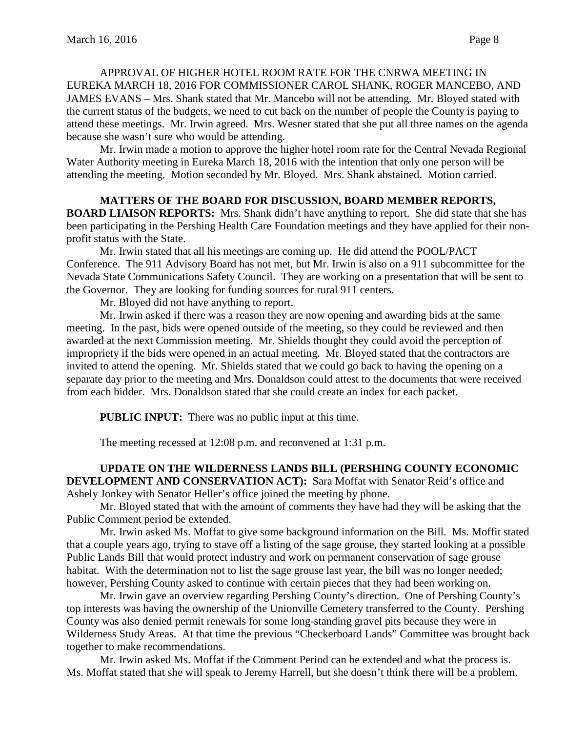APPROVAL OF HIGHER HOTEL ROOM RATE FOR THE CNRWA MEETING IN EUREKA MARCH 18, 2016 FOR COMMISSIONER CAROL SHANK, ROGER MANCEBO, AND JAMES EVANS – Mrs. Shank stated that Mr. Mancebo will not be attending. Mr. Bloyed stated with the current status of the budgets, we need to cut back on the number of people the County is paying to attend these meetings. Mr. Irwin agreed. Mrs. Wesner stated that she put all three names on the agenda because she wasn't sure who would be attending.

Mr. Irwin made a motion to approve the higher hotel room rate for the Central Nevada Regional Water Authority meeting in Eureka March 18, 2016 with the intention that only one person will be attending the meeting. Motion seconded by Mr. Bloyed. Mrs. Shank abstained. Motion carried.

**MATTERS OF THE BOARD FOR DISCUSSION, BOARD MEMBER REPORTS, BOARD LIAISON REPORTS:** Mrs. Shank didn't have anything to report. She did state that she has been participating in the Pershing Health Care Foundation meetings and they have applied for their non-profit status with the State.

Mr. Irwin stated that all his meetings are coming up. He did attend the POOL/PACT Conference. The 911 Advisory Board has not met, but Mr. Irwin is also on a 911 subcommittee for the Nevada State Communications Safety Council. They are working on a presentation that will be sent to the Governor. They are looking for funding sources for rural 911 centers.

Mr. Bloyed did not have anything to report.

Mr. Irwin asked if there was a reason they are now opening and awarding bids at the same meeting. In the past, bids were opened outside of the meeting, so they could be reviewed and then awarded at the next Commission meeting. Mr. Shields thought they could avoid the perception of impropriety if the bids were opened in an actual meeting. Mr. Bloyed stated that the contractors are invited to attend the opening. Mr. Shields stated that we could go back to having the opening on a separate day prior to the meeting and Mrs. Donaldson could attest to the documents that were received from each bidder. Mrs. Donaldson stated that she could create an index for each packet.

**PUBLIC INPUT:** There was no public input at this time.

The meeting recessed at 12:08 p.m. and reconvened at 1:31 p.m.

**UPDATE ON THE WILDERNESS LANDS BILL (PERSHING COUNTY ECONOMIC DEVELOPMENT AND CONSERVATION ACT):** Sara Moffat with Senator Reid's office and Ashely Jonkey with Senator Heller's office joined the meeting by phone.

Mr. Bloyed stated that with the amount of comments they have had they will be asking that the Public Comment period be extended.

Mr. Irwin asked Ms. Moffat to give some background information on the Bill. Ms. Moffit stated that a couple years ago, trying to stave off a listing of the sage grouse, they started looking at a possible Public Lands Bill that would protect industry and work on permanent conservation of sage grouse habitat. With the determination not to list the sage grouse last year, the bill was no longer needed; however, Pershing County asked to continue with certain pieces that they had been working on.

Mr. Irwin gave an overview regarding Pershing County's direction. One of Pershing County's top interests was having the ownership of the Unionville Cemetery transferred to the County. Pershing County was also denied permit renewals for some long-standing gravel pits because they were in Wilderness Study Areas. At that time the previous "Checkerboard Lands" Committee was brought back together to make recommendations.

Mr. Irwin asked Ms. Moffat if the Comment Period can be extended and what the process is. Ms. Moffat stated that she will speak to Jeremy Harrell, but she doesn't think there will be a problem.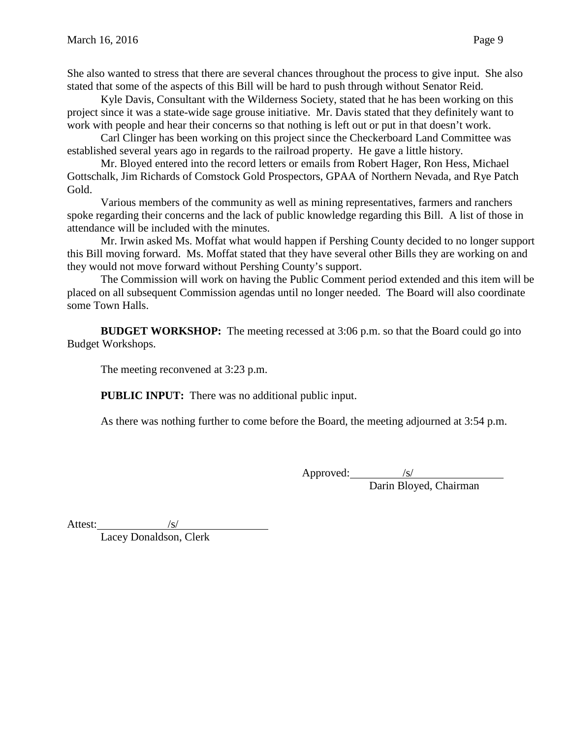She also wanted to stress that there are several chances throughout the process to give input. She also stated that some of the aspects of this Bill will be hard to push through without Senator Reid.

Kyle Davis, Consultant with the Wilderness Society, stated that he has been working on this project since it was a state-wide sage grouse initiative. Mr. Davis stated that they definitely want to work with people and hear their concerns so that nothing is left out or put in that doesn't work.

Carl Clinger has been working on this project since the Checkerboard Land Committee was established several years ago in regards to the railroad property. He gave a little history.

Mr. Bloyed entered into the record letters or emails from Robert Hager, Ron Hess, Michael Gottschalk, Jim Richards of Comstock Gold Prospectors, GPAA of Northern Nevada, and Rye Patch Gold.

Various members of the community as well as mining representatives, farmers and ranchers spoke regarding their concerns and the lack of public knowledge regarding this Bill. A list of those in attendance will be included with the minutes.

Mr. Irwin asked Ms. Moffat what would happen if Pershing County decided to no longer support this Bill moving forward. Ms. Moffat stated that they have several other Bills they are working on and they would not move forward without Pershing County's support.

The Commission will work on having the Public Comment period extended and this item will be placed on all subsequent Commission agendas until no longer needed. The Board will also coordinate some Town Halls.

**BUDGET WORKSHOP:** The meeting recessed at 3:06 p.m. so that the Board could go into Budget Workshops.

The meeting reconvened at 3:23 p.m.

**PUBLIC INPUT:** There was no additional public input.

As there was nothing further to come before the Board, the meeting adjourned at 3:54 p.m.

Approved: /s/
Darin Bloyed, Chairman

Attest: /s/
Lacey Donaldson, Clerk